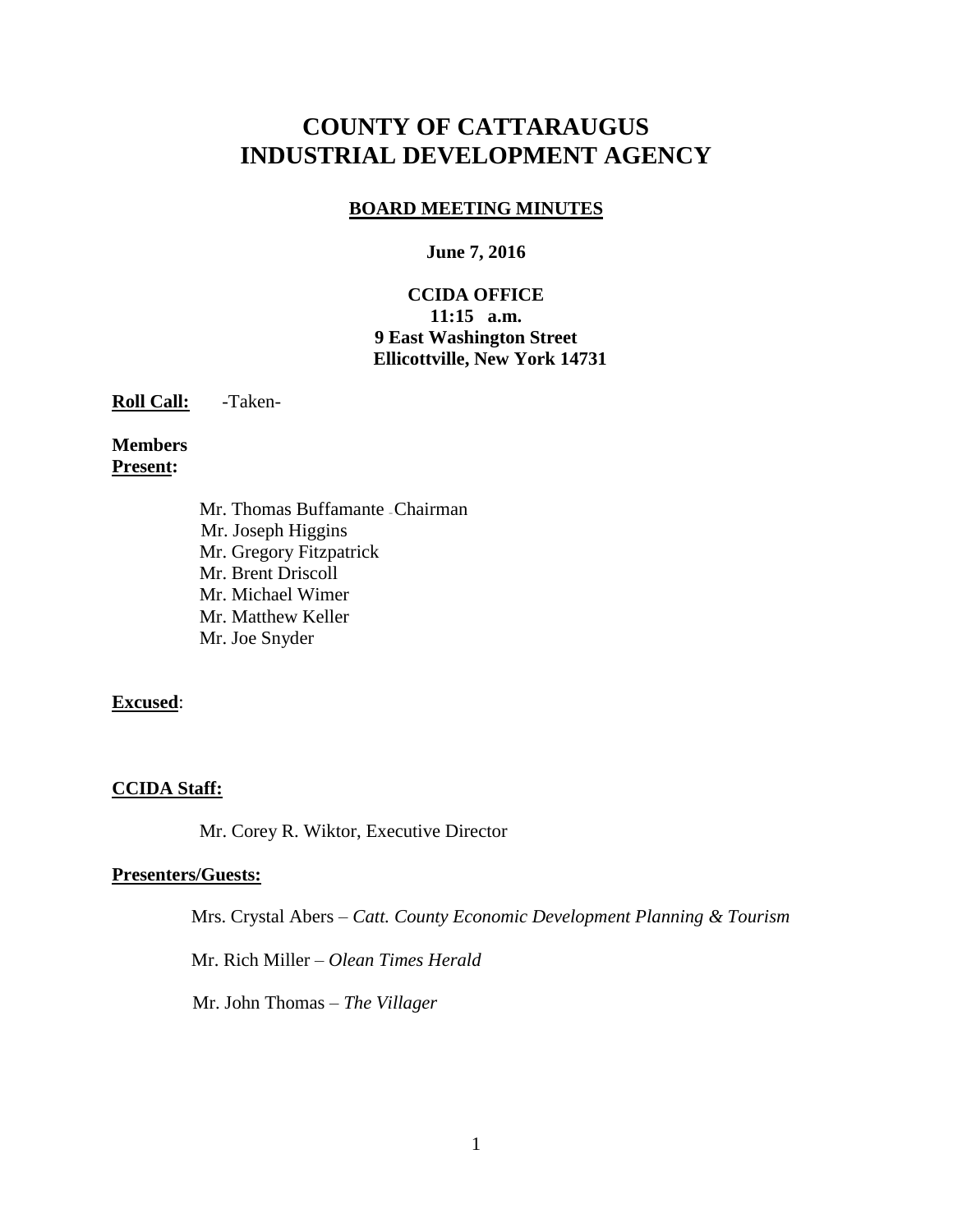# COUNTY OF CATTARAUGUS INDUSTRIAL DEVELOPMENT AGENCY

## BOARD MEETING MINUTES

**June 7, 2016**

**CCIDA OFFICE**
**11:15 a.m.**
**9 East Washington Street**
**Ellicottville, New York 14731**

**Roll Call:** -Taken-

**Members Present:**

Mr. Thomas Buffamante - Chairman
Mr. Joseph Higgins
Mr. Gregory Fitzpatrick
Mr. Brent Driscoll
Mr. Michael Wimer
Mr. Matthew Keller
Mr. Joe Snyder

**Excused**:

**CCIDA Staff:**

Mr. Corey R. Wiktor, Executive Director

**Presenters/Guests:**

Mrs. Crystal Abers – *Catt. County Economic Development Planning & Tourism*

Mr. Rich Miller – *Olean Times Herald*

Mr. John Thomas – *The Villager*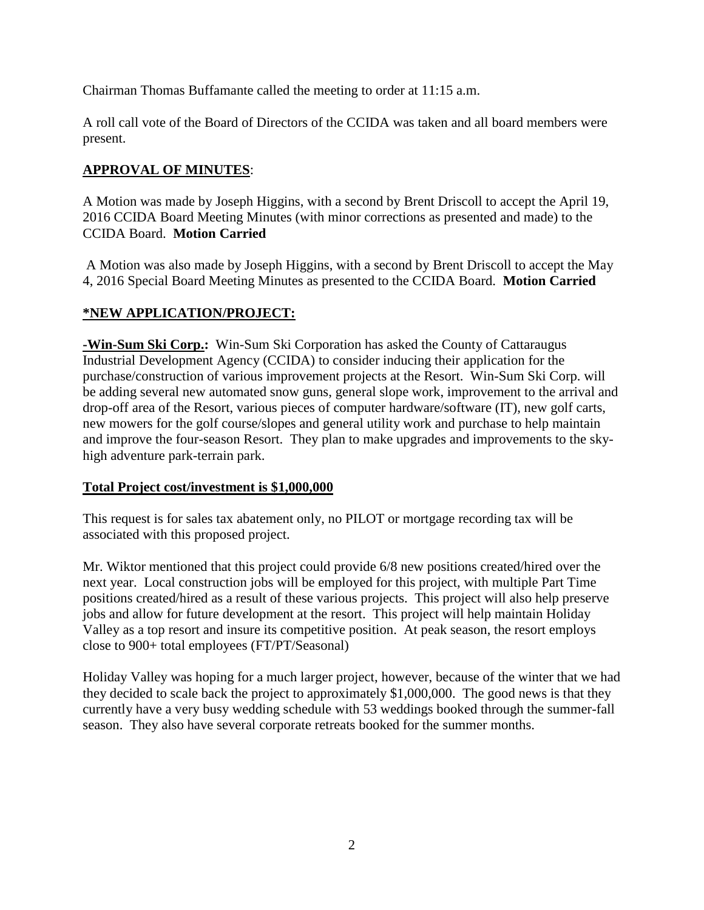Chairman Thomas Buffamante called the meeting to order at 11:15 a.m.

A roll call vote of the Board of Directors of the CCIDA was taken and all board members were present.

## APPROVAL OF MINUTES:

A Motion was made by Joseph Higgins, with a second by Brent Driscoll to accept the April 19, 2016 CCIDA Board Meeting Minutes (with minor corrections as presented and made) to the CCIDA Board. **Motion Carried**

A Motion was also made by Joseph Higgins, with a second by Brent Driscoll to accept the May 4, 2016 Special Board Meeting Minutes as presented to the CCIDA Board. **Motion Carried**

## *NEW APPLICATION/PROJECT:

**-Win-Sum Ski Corp.:** Win-Sum Ski Corporation has asked the County of Cattaraugus Industrial Development Agency (CCIDA) to consider inducing their application for the purchase/construction of various improvement projects at the Resort. Win-Sum Ski Corp. will be adding several new automated snow guns, general slope work, improvement to the arrival and drop-off area of the Resort, various pieces of computer hardware/software (IT), new golf carts, new mowers for the golf course/slopes and general utility work and purchase to help maintain and improve the four-season Resort. They plan to make upgrades and improvements to the sky-high adventure park-terrain park.

**Total Project cost/investment is $1,000,000**

This request is for sales tax abatement only, no PILOT or mortgage recording tax will be associated with this proposed project.

Mr. Wiktor mentioned that this project could provide 6/8 new positions created/hired over the next year. Local construction jobs will be employed for this project, with multiple Part Time positions created/hired as a result of these various projects. This project will also help preserve jobs and allow for future development at the resort. This project will help maintain Holiday Valley as a top resort and insure its competitive position. At peak season, the resort employs close to 900+ total employees (FT/PT/Seasonal)

Holiday Valley was hoping for a much larger project, however, because of the winter that we had they decided to scale back the project to approximately $1,000,000. The good news is that they currently have a very busy wedding schedule with 53 weddings booked through the summer-fall season. They also have several corporate retreats booked for the summer months.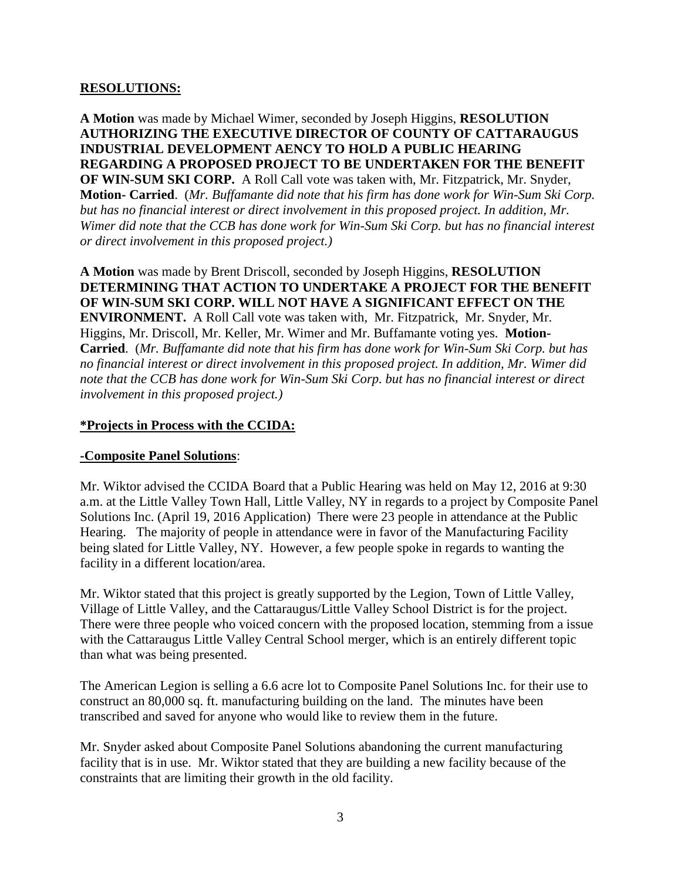**RESOLUTIONS:**

**A Motion** was made by Michael Wimer, seconded by Joseph Higgins, **RESOLUTION AUTHORIZING THE EXECUTIVE DIRECTOR OF COUNTY OF CATTARAUGUS INDUSTRIAL DEVELOPMENT AENCY TO HOLD A PUBLIC HEARING REGARDING A PROPOSED PROJECT TO BE UNDERTAKEN FOR THE BENEFIT OF WIN-SUM SKI CORP.** A Roll Call vote was taken with, Mr. Fitzpatrick, Mr. Snyder, **Motion- Carried**. (*Mr. Buffamante did note that his firm has done work for Win-Sum Ski Corp. but has no financial interest or direct involvement in this proposed project. In addition, Mr. Wimer did note that the CCB has done work for Win-Sum Ski Corp. but has no financial interest or direct involvement in this proposed project.)*

**A Motion** was made by Brent Driscoll, seconded by Joseph Higgins, **RESOLUTION DETERMINING THAT ACTION TO UNDERTAKE A PROJECT FOR THE BENEFIT OF WIN-SUM SKI CORP. WILL NOT HAVE A SIGNIFICANT EFFECT ON THE ENVIRONMENT.** A Roll Call vote was taken with, Mr. Fitzpatrick, Mr. Snyder, Mr. Higgins, Mr. Driscoll, Mr. Keller, Mr. Wimer and Mr. Buffamante voting yes. **Motion- Carried**. (*Mr. Buffamante did note that his firm has done work for Win-Sum Ski Corp. but has no financial interest or direct involvement in this proposed project. In addition, Mr. Wimer did note that the CCB has done work for Win-Sum Ski Corp. but has financial interest or direct involvement in this proposed project.)*

**\*Projects in Process with the CCIDA:**

**-Composite Panel Solutions**:

Mr. Wiktor advised the CCIDA Board that a Public Hearing was held on May 12, 2016 at 9:30 a.m. at the Little Valley Town Hall, Little Valley, NY in regards to a project by Composite Panel Solutions Inc. (April 19, 2016 Application) There were 23 people in attendance at the Public Hearing. The majority of people in attendance were in favor of the Manufacturing Facility being slated for Little Valley, NY. However, a few people spoke in regards to wanting the facility in a different location/area.

Mr. Wiktor stated that this project is greatly supported by the Legion, Town of Little Valley, Village of Little Valley, and the Cattaraugus/Little Valley School District is for the project. There were three people who voiced concern with the proposed location, stemming from a issue with the Cattaraugus Little Valley Central School merger, which is an entirely different topic than what was being presented.

The American Legion is selling a 6.6 acre lot to Composite Panel Solutions Inc. for their use to construct an 80,000 sq. ft. manufacturing building on the land. The minutes have been transcribed and saved for anyone who would like to review them in the future.

Mr. Snyder asked about Composite Panel Solutions abandoning the current manufacturing facility that is in use. Mr. Wiktor stated that they are building a new facility because of the constraints that are limiting their growth in the old facility.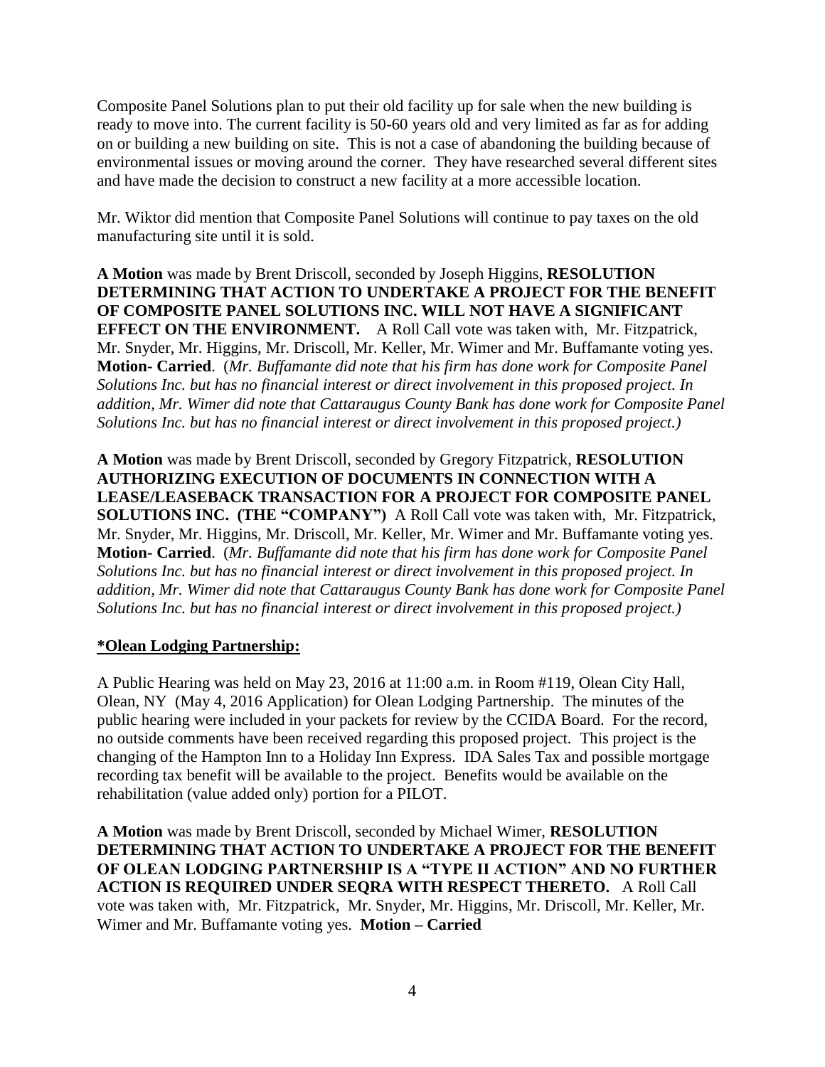Composite Panel Solutions plan to put their old facility up for sale when the new building is ready to move into. The current facility is 50-60 years old and very limited as far as for adding on or building a new building on site. This is not a case of abandoning the building because of environmental issues or moving around the corner. They have researched several different sites and have made the decision to construct a new facility at a more accessible location.

Mr. Wiktor did mention that Composite Panel Solutions will continue to pay taxes on the old manufacturing site until it is sold.

**A Motion** was made by Brent Driscoll, seconded by Joseph Higgins, **RESOLUTION DETERMINING THAT ACTION TO UNDERTAKE A PROJECT FOR THE BENEFIT OF COMPOSITE PANEL SOLUTIONS INC. WILL NOT HAVE A SIGNIFICANT EFFECT ON THE ENVIRONMENT.** A Roll Call vote was taken with, Mr. Fitzpatrick, Mr. Snyder, Mr. Higgins, Mr. Driscoll, Mr. Keller, Mr. Wimer and Mr. Buffamante voting yes. **Motion- Carried**. (*Mr. Buffamante did note that his firm has done work for Composite Panel Solutions Inc. but has no financial interest or direct involvement in this proposed project. In addition, Mr. Wimer did note that Cattaraugus County Bank has done work for Composite Panel Solutions Inc. but has no financial interest or direct involvement in this proposed project.)*

**A Motion** was made by Brent Driscoll, seconded by Gregory Fitzpatrick, **RESOLUTION AUTHORIZING EXECUTION OF DOCUMENTS IN CONNECTION WITH A LEASE/LEASEBACK TRANSACTION FOR A PROJECT FOR COMPOSITE PANEL SOLUTIONS INC. (THE "COMPANY")** A Roll Call vote was taken with, Mr. Fitzpatrick, Mr. Snyder, Mr. Higgins, Mr. Driscoll, Mr. Keller, Mr. Wimer and Mr. Buffamante voting yes. **Motion- Carried**. (*Mr. Buffamante did note that his firm has done work for Composite Panel Solutions Inc. but has no financial interest or direct involvement in this proposed project. In addition, Mr. Wimer did note that Cattaraugus County Bank has done work for Composite Panel Solutions Inc. but has no financial interest or direct involvement in this proposed project.)*

**\*Olean Lodging Partnership:**

A Public Hearing was held on May 23, 2016 at 11:00 a.m. in Room #119, Olean City Hall, Olean, NY (May 4, 2016 Application) for Olean Lodging Partnership. The minutes of the public hearing were included in your packets for review by the CCIDA Board. For the record, no outside comments have been received regarding this proposed project. This project is the changing of the Hampton Inn to a Holiday Inn Express. IDA Sales Tax and possible mortgage recording tax benefit will be available to the project. Benefits would be available on the rehabilitation (value added only) portion for a PILOT.

**A Motion** was made by Brent Driscoll, seconded by Michael Wimer, **RESOLUTION DETERMINING THAT ACTION TO UNDERTAKE A PROJECT FOR THE BENEFIT OF OLEAN LODGING PARTNERSHIP IS A "TYPE II ACTION" AND NO FURTHER ACTION IS REQUIRED UNDER SEQRA WITH RESPECT THERETO.** A Roll Call vote was taken with, Mr. Fitzpatrick, Mr. Snyder, Mr. Higgins, Mr. Driscoll, Mr. Keller, Mr. Wimer and Mr. Buffamante voting yes. **Motion – Carried**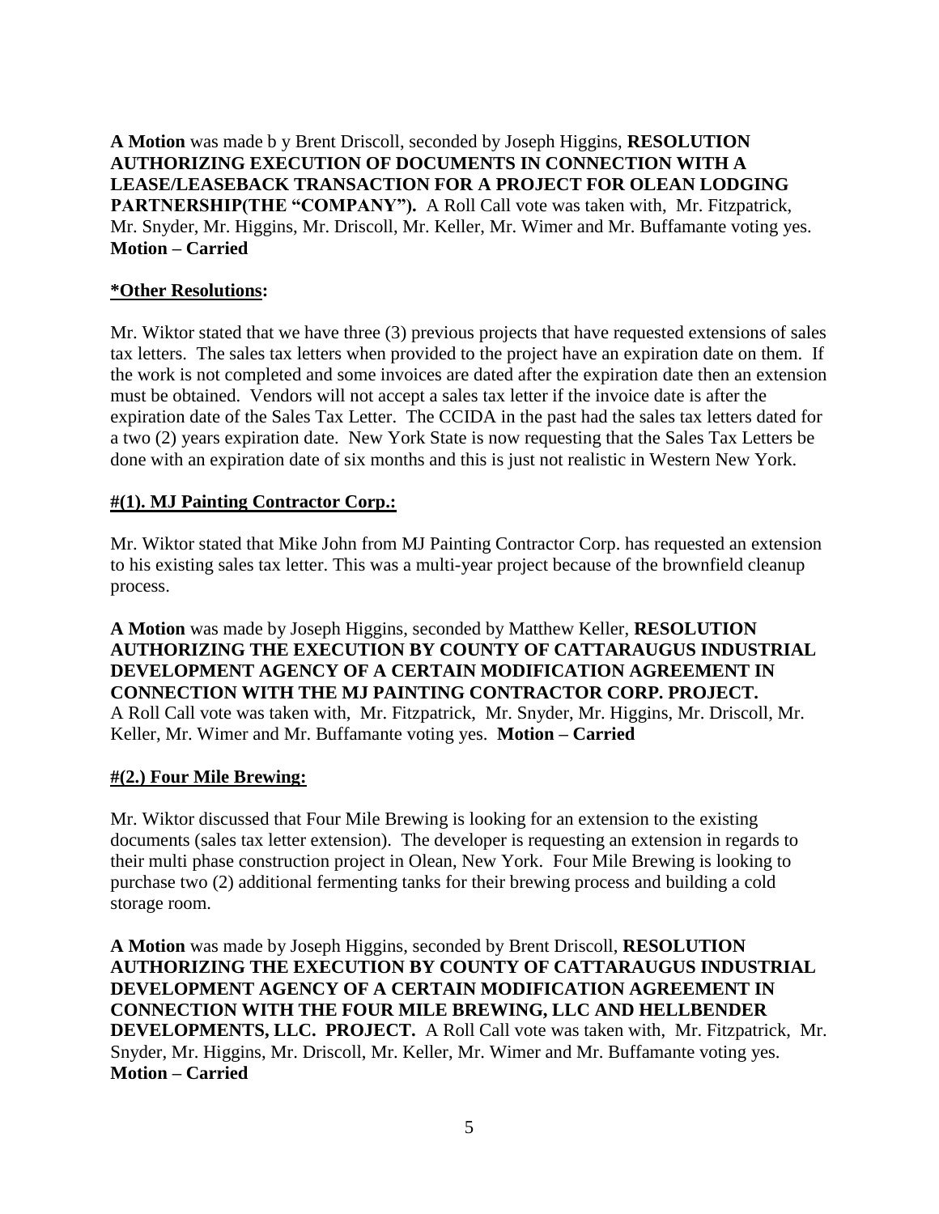**A Motion** was made b y Brent Driscoll, seconded by Joseph Higgins, **RESOLUTION AUTHORIZING EXECUTION OF DOCUMENTS IN CONNECTION WITH A LEASE/LEASEBACK TRANSACTION FOR A PROJECT FOR OLEAN LODGING PARTNERSHIP(THE "COMPANY").** A Roll Call vote was taken with, Mr. Fitzpatrick, Mr. Snyder, Mr. Higgins, Mr. Driscoll, Mr. Keller, Mr. Wimer and Mr. Buffamante voting yes. **Motion – Carried**

**<u>*Other Resolutions</u>:**

Mr. Wiktor stated that we have three (3) previous projects that have requested extensions of sales tax letters. The sales tax letters when provided to the project have an expiration date on them. If the work is not completed and some invoices are dated after the expiration date then an extension must be obtained. Vendors will not accept a sales tax letter if the invoice date is after the expiration date of the Sales Tax Letter. The CCIDA in the past had the sales tax letters dated for a two (2) years expiration date. New York State is now requesting that the Sales Tax Letters be done with an expiration date of six months and this is just not realistic in Western New York.

**<u>#(1). MJ Painting Contractor Corp.:</u>**

Mr. Wiktor stated that Mike John from MJ Painting Contractor Corp. has requested an extension to his existing sales tax letter. This was a multi-year project because of the brownfield cleanup process.

**A Motion** was made by Joseph Higgins, seconded by Matthew Keller, **RESOLUTION AUTHORIZING THE EXECUTION BY COUNTY OF CATTARAUGUS INDUSTRIAL DEVELOPMENT AGENCY OF A CERTAIN MODIFICATION AGREEMENT IN CONNECTION WITH THE MJ PAINTING CONTRACTOR CORP. PROJECT.** A Roll Call vote was taken with, Mr. Fitzpatrick, Mr. Snyder, Mr. Higgins, Mr. Driscoll, Mr. Keller, Mr. Wimer and Mr. Buffamante voting yes. **Motion – Carried**

**<u>#(2.) Four Mile Brewing:</u>**

Mr. Wiktor discussed that Four Mile Brewing is looking for an extension to the existing documents (sales tax letter extension). The developer is requesting an extension in regards to their multi phase construction project in Olean, New York. Four Mile Brewing is looking to purchase two (2) additional fermenting tanks for their brewing process and building a cold storage room.

**A Motion** was made by Joseph Higgins, seconded by Brent Driscoll, **RESOLUTION AUTHORIZING THE EXECUTION BY COUNTY OF CATTARAUGUS INDUSTRIAL DEVELOPMENT AGENCY OF A CERTAIN MODIFICATION AGREEMENT IN CONNECTION WITH THE FOUR MILE BREWING, LLC AND HELLBENDER DEVELOPMENTS, LLC. PROJECT.** A Roll Call vote was taken with, Mr. Fitzpatrick, Mr. Snyder, Mr. Higgins, Mr. Driscoll, Mr. Keller, Mr. Wimer and Mr. Buffamante voting yes. **Motion – Carried**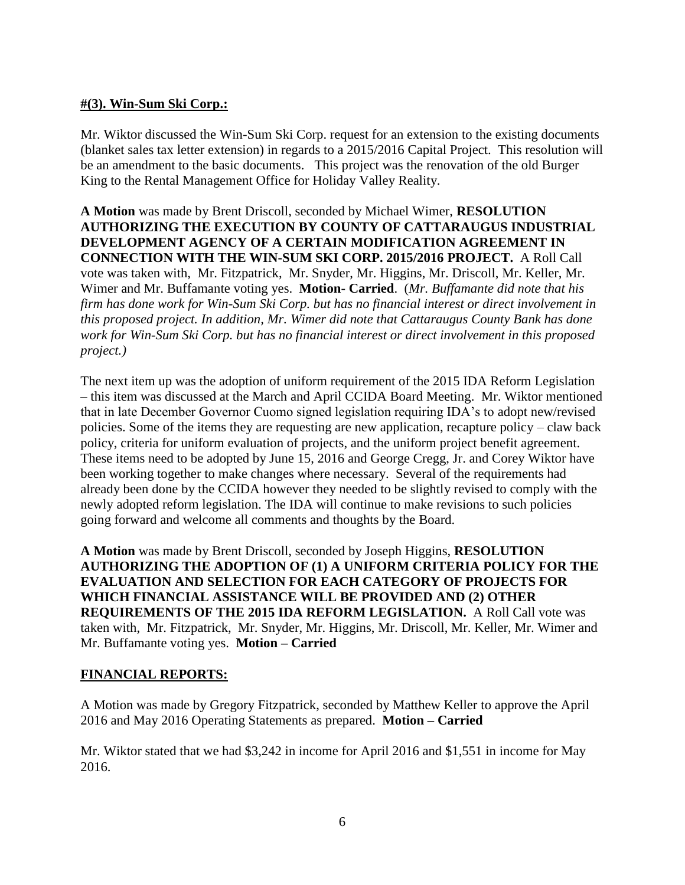**#(3). Win-Sum Ski Corp.:**

Mr. Wiktor discussed the Win-Sum Ski Corp. request for an extension to the existing documents (blanket sales tax letter extension) in regards to a 2015/2016 Capital Project. This resolution will be an amendment to the basic documents. This project was the renovation of the old Burger King to the Rental Management Office for Holiday Valley Reality.

**A Motion** was made by Brent Driscoll, seconded by Michael Wimer, **RESOLUTION AUTHORIZING THE EXECUTION BY COUNTY OF CATTARAUGUS INDUSTRIAL DEVELOPMENT AGENCY OF A CERTAIN MODIFICATION AGREEMENT IN CONNECTION WITH THE WIN-SUM SKI CORP. 2015/2016 PROJECT.** A Roll Call vote was taken with, Mr. Fitzpatrick, Mr. Snyder, Mr. Higgins, Mr. Driscoll, Mr. Keller, Mr. Wimer and Mr. Buffamante voting yes. **Motion- Carried**. (*Mr. Buffamante did note that his firm has done work for Win-Sum Ski Corp. but has no financial interest or direct involvement in this proposed project. In addition, Mr. Wimer did note that Cattaraugus County Bank has done work for Win-Sum Ski Corp. but has no financial interest or direct involvement in this proposed project.)*

The next item up was the adoption of uniform requirement of the 2015 IDA Reform Legislation – this item was discussed at the March and April CCIDA Board Meeting. Mr. Wiktor mentioned that in late December Governor Cuomo signed legislation requiring IDA's to adopt new/revised policies. Some of the items they are requesting are new application, recapture policy – claw back policy, criteria for uniform evaluation of projects, and the uniform project benefit agreement. These items need to be adopted by June 15, 2016 and George Cregg, Jr. and Corey Wiktor have been working together to make changes where necessary. Several of the requirements had already been done by the CCIDA however they needed to be slightly revised to comply with the newly adopted reform legislation. The IDA will continue to make revisions to such policies going forward and welcome all comments and thoughts by the Board.

**A Motion** was made by Brent Driscoll, seconded by Joseph Higgins, **RESOLUTION AUTHORIZING THE ADOPTION OF (1) A UNIFORM CRITERIA POLICY FOR THE EVALUATION AND SELECTION FOR EACH CATEGORY OF PROJECTS FOR WHICH FINANCIAL ASSISTANCE WILL BE PROVIDED AND (2) OTHER REQUIREMENTS OF THE 2015 IDA REFORM LEGISLATION.** A Roll Call vote was taken with, Mr. Fitzpatrick, Mr. Snyder, Mr. Higgins, Mr. Driscoll, Mr. Keller, Mr. Wimer and Mr. Buffamante voting yes. **Motion – Carried**

**FINANCIAL REPORTS:**

A Motion was made by Gregory Fitzpatrick, seconded by Matthew Keller to approve the April 2016 and May 2016 Operating Statements as prepared. **Motion – Carried**

Mr. Wiktor stated that we had $3,242 in income for April 2016 and $1,551 in income for May 2016.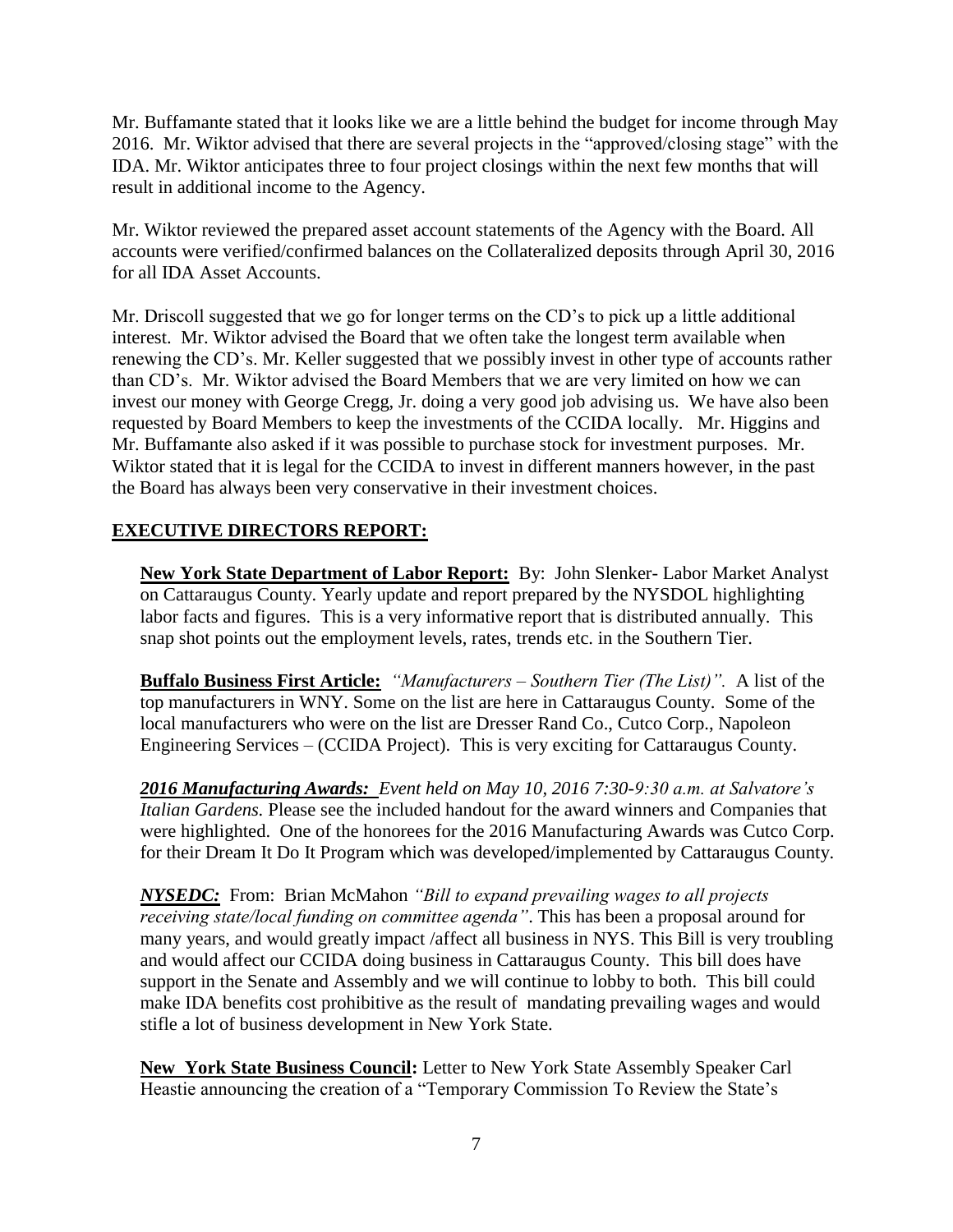Mr. Buffamante stated that it looks like we are a little behind the budget for income through May 2016. Mr. Wiktor advised that there are several projects in the "approved/closing stage" with the IDA. Mr. Wiktor anticipates three to four project closings within the next few months that will result in additional income to the Agency.

Mr. Wiktor reviewed the prepared asset account statements of the Agency with the Board. All accounts were verified/confirmed balances on the Collateralized deposits through April 30, 2016 for all IDA Asset Accounts.

Mr. Driscoll suggested that we go for longer terms on the CD's to pick up a little additional interest. Mr. Wiktor advised the Board that we often take the longest term available when renewing the CD's. Mr. Keller suggested that we possibly invest in other type of accounts rather than CD's. Mr. Wiktor advised the Board Members that we are very limited on how we can invest our money with George Cregg, Jr. doing a very good job advising us. We have also been requested by Board Members to keep the investments of the CCIDA locally. Mr. Higgins and Mr. Buffamante also asked if it was possible to purchase stock for investment purposes. Mr. Wiktor stated that it is legal for the CCIDA to invest in different manners however, in the past the Board has always been very conservative in their investment choices.

## **EXECUTIVE DIRECTORS REPORT:**

**New York State Department of Labor Report:** By: John Slenker- Labor Market Analyst on Cattaraugus County. Yearly update and report prepared by the NYSDOL highlighting labor facts and figures. This is a very informative report that is distributed annually. This snap shot points out the employment levels, rates, trends etc. in the Southern Tier.

**Buffalo Business First Article:** *"Manufacturers – Southern Tier (The List)".* A list of the top manufacturers in WNY. Some on the list are here in Cattaraugus County. Some of the local manufacturers who were on the list are Dresser Rand Co., Cutco Corp., Napoleon Engineering Services – (CCIDA Project). This is very exciting for Cattaraugus County.

***2016 Manufacturing Awards:*** *Event held on May 10, 2016 7:30-9:30 a.m. at Salvatore's Italian Gardens.* Please see the included handout for the award winners and Companies that were highlighted. One of the honorees for the 2016 Manufacturing Awards was Cutco Corp. for their Dream It Do It Program which was developed/implemented by Cattaraugus County.

***NYSEDC:*** From: Brian McMahon *"Bill to expand prevailing wages to all projects receiving state/local funding on committee agenda"*. This has been a proposal around for many years, and would greatly impact /affect all business in NYS. This Bill is very troubling and would affect our CCIDA doing business in Cattaraugus County. This bill does have support in the Senate and Assembly and we will continue to lobby to both. This bill could make IDA benefits cost prohibitive as the result of mandating prevailing wages and would stifle a lot of business development in New York State.

**New York State Business Council:** Letter to New York State Assembly Speaker Carl Heastie announcing the creation of a "Temporary Commission To Review the State's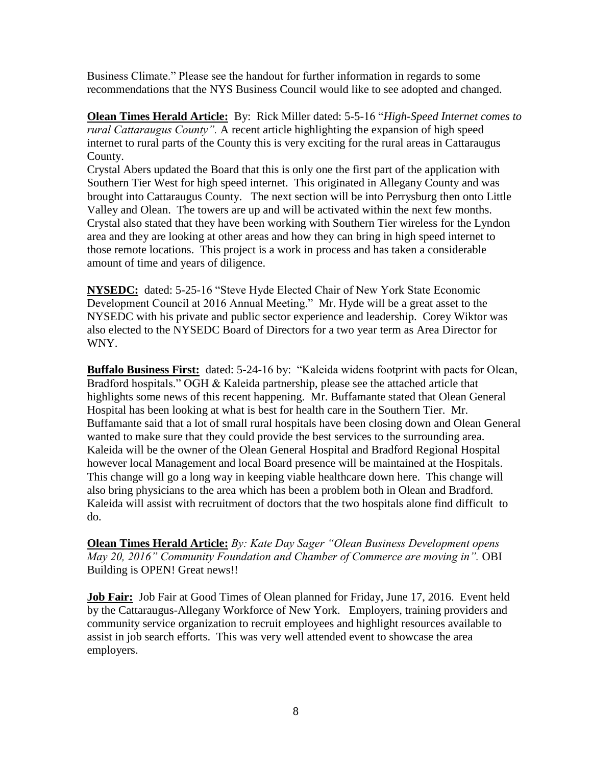Business Climate." Please see the handout for further information in regards to some recommendations that the NYS Business Council would like to see adopted and changed.

**Olean Times Herald Article:** By: Rick Miller dated: 5-5-16 "*High-Speed Internet comes to rural Cattaraugus County".* A recent article highlighting the expansion of high speed internet to rural parts of the County this is very exciting for the rural areas in Cattaraugus County.

Crystal Abers updated the Board that this is only one the first part of the application with Southern Tier West for high speed internet. This originated in Allegany County and was brought into Cattaraugus County. The next section will be into Perrysburg then onto Little Valley and Olean. The towers are up and will be activated within the next few months. Crystal also stated that they have been working with Southern Tier wireless for the Lyndon area and they are looking at other areas and how they can bring in high speed internet to those remote locations. This project is a work in process and has taken a considerable amount of time and years of diligence.

**NYSEDC:** dated: 5-25-16 "Steve Hyde Elected Chair of New York State Economic Development Council at 2016 Annual Meeting." Mr. Hyde will be a great asset to the NYSEDC with his private and public sector experience and leadership. Corey Wiktor was also elected to the NYSEDC Board of Directors for a two year term as Area Director for WNY.

**Buffalo Business First:** dated: 5-24-16 by: "Kaleida widens footprint with pacts for Olean, Bradford hospitals." OGH & Kaleida partnership, please see the attached article that highlights some news of this recent happening. Mr. Buffamante stated that Olean General Hospital has been looking at what is best for health care in the Southern Tier. Mr. Buffamante said that a lot of small rural hospitals have been closing down and Olean General wanted to make sure that they could provide the best services to the surrounding area. Kaleida will be the owner of the Olean General Hospital and Bradford Regional Hospital however local Management and local Board presence will be maintained at the Hospitals. This change will go a long way in keeping viable healthcare down here. This change will also bring physicians to the area which has been a problem both in Olean and Bradford. Kaleida will assist with recruitment of doctors that the two hospitals alone find difficult to do.

**Olean Times Herald Article:** *By: Kate Day Sager "Olean Business Development opens May 20, 2016" Community Foundation and Chamber of Commerce are moving in".* OBI Building is OPEN! Great news!!

**Job Fair:** Job Fair at Good Times of Olean planned for Friday, June 17, 2016. Event held by the Cattaraugus-Allegany Workforce of New York. Employers, training providers and community service organization to recruit employees and highlight resources available to assist in job search efforts. This was very well attended event to showcase the area employers.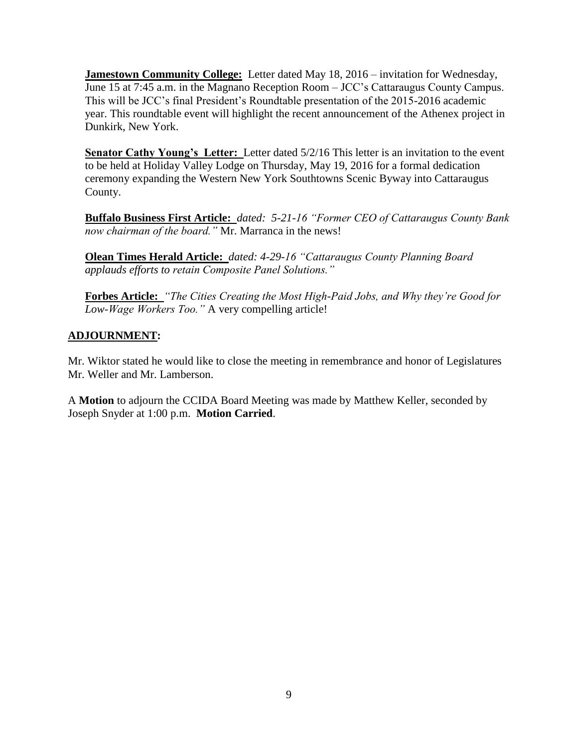**Jamestown Community College:** Letter dated May 18, 2016 – invitation for Wednesday, June 15 at 7:45 a.m. in the Magnano Reception Room – JCC's Cattaraugus County Campus. This will be JCC's final President's Roundtable presentation of the 2015-2016 academic year. This roundtable event will highlight the recent announcement of the Athenex project in Dunkirk, New York.

**Senator Cathy Young's Letter:** Letter dated 5/2/16 This letter is an invitation to the event to be held at Holiday Valley Lodge on Thursday, May 19, 2016 for a formal dedication ceremony expanding the Western New York Southtowns Scenic Byway into Cattaraugus County.

**Buffalo Business First Article:** *dated: 5-21-16 "Former CEO of Cattaraugus County Bank now chairman of the board."* Mr. Marranca in the news!

**Olean Times Herald Article:** *dated: 4-29-16 "Cattaraugus County Planning Board applauds efforts to retain Composite Panel Solutions."*

**Forbes Article:** *"The Cities Creating the Most High-Paid Jobs, and Why they're Good for Low-Wage Workers Too."* A very compelling article!

## ADJOURNMENT:

Mr. Wiktor stated he would like to close the meeting in remembrance and honor of Legislatures Mr. Weller and Mr. Lamberson.

A **Motion** to adjourn the CCIDA Board Meeting was made by Matthew Keller, seconded by Joseph Snyder at 1:00 p.m. **Motion Carried**.